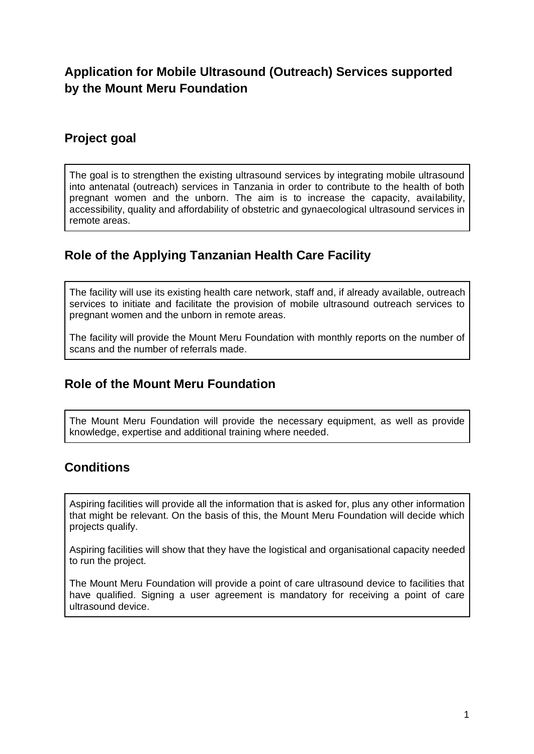# Application for Mobile Ultrasound (Outreach) Services supported by the Mount Meru Foundation

## Project goal

The goal is to strengthen the existing ultrasound services by integrating mobile ultrasound into antenatal (outreach) services in Tanzania in order to contribute to the health of both pregnant women and the unborn. The aim is to increase the capacity, availability, accessibility, quality and affordability of obstetric and gynaecological ultrasound services in remote areas.

## Role of the Applying Tanzanian Health Care Facility

The facility will use its existing health care network, staff and, if already available, outreach services to initiate and facilitate the provision of mobile ultrasound outreach services to pregnant women and the unborn in remote areas.

The facility will provide the Mount Meru Foundation with monthly reports on the number of scans and the number of referrals made.

## Role of the Mount Meru Foundation

The Mount Meru Foundation will provide the necessary equipment, as well as provide knowledge, expertise and additional training where needed.

## Conditions

Aspiring facilities will provide all the information that is asked for, plus any other information that might be relevant. On the basis of this, the Mount Meru Foundation will decide which projects qualify.

Aspiring facilities will show that they have the logistical and organisational capacity needed to run the project.

The Mount Meru Foundation will provide a point of care ultrasound device to facilities that have qualified. Signing a user agreement is mandatory for receiving a point of care ultrasound device.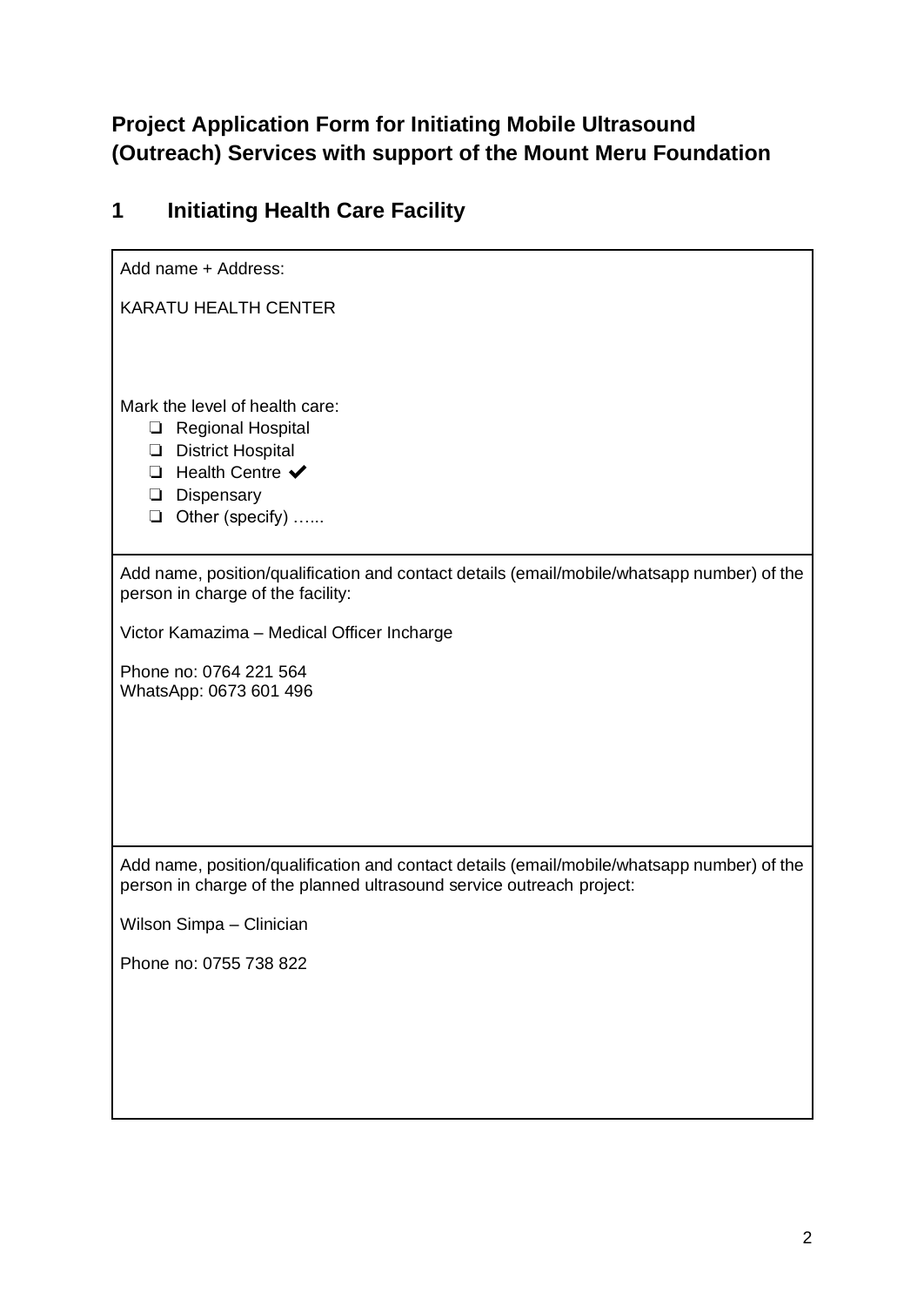## Project Application Form for Initiating Mobile Ultrasound (Outreach) Services with support of the Mount Meru Foundation

## 1 Initiating Health Care Facility

Add name + Address:

KARATU HEALTH CENTER

Mark the level of health care:

- ❏ Regional Hospital
- ❏ District Hospital
- ❏ Health Centre ✔
- ❏ Dispensary
- ❏ Other (specify) …...

---

Add name, position/qualification and contact details (email/mobile/whatsapp number) of the person in charge of the facility:

Victor Kamazima – Medical Officer Incharge

Phone no: 0764 221 564
WhatsApp: 0673 601 496

---

Add name, position/qualification and contact details (email/mobile/whatsapp number) of the person in charge of the planned ultrasound service outreach project:

Wilson Simpa – Clinician

Phone no: 0755 738 822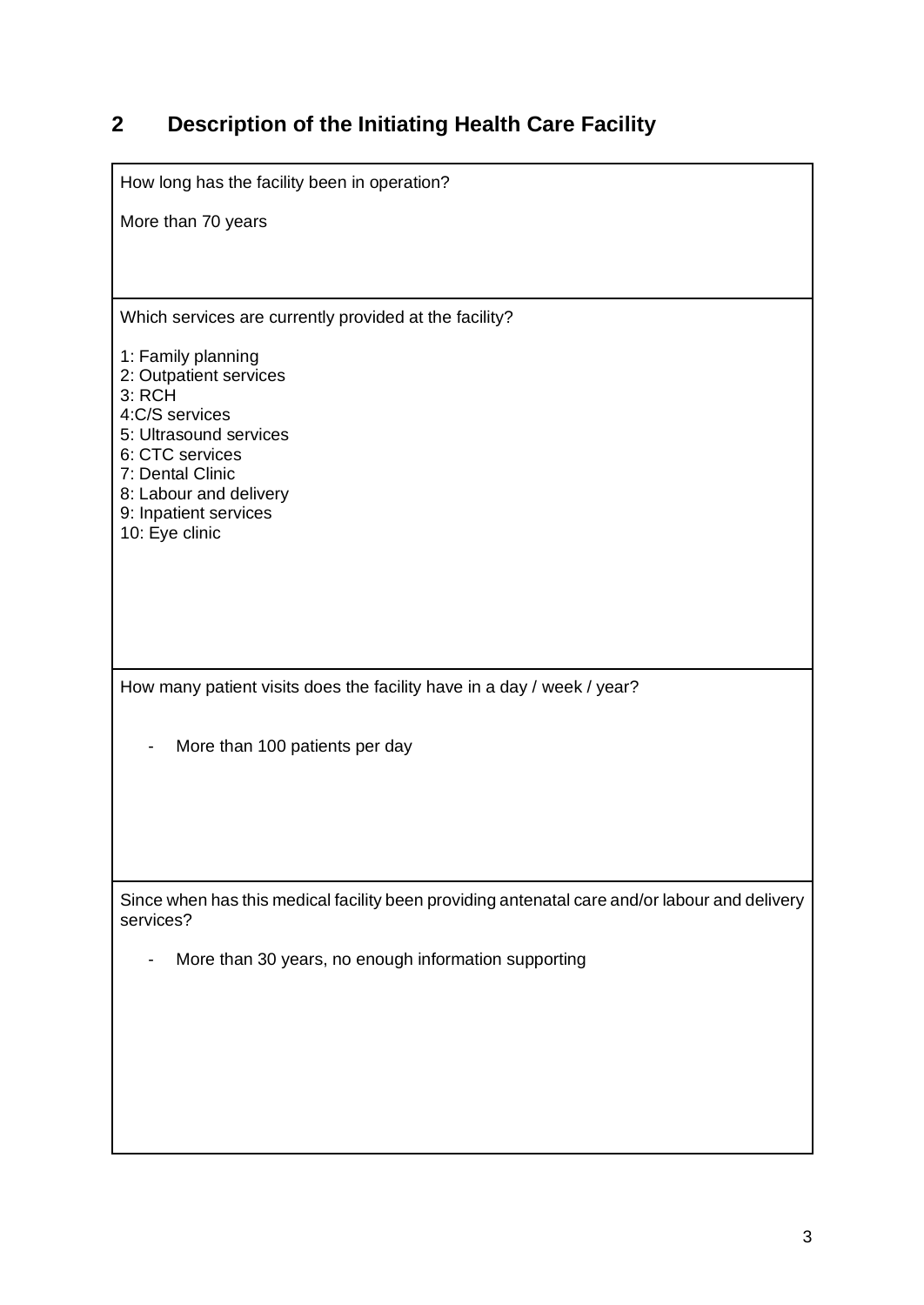## 2 Description of the Initiating Health Care Facility

How long has the facility been in operation?

More than 70 years

Which services are currently provided at the facility?

1: Family planning
2: Outpatient services
3: RCH
4:C/S services
5: Ultrasound services
6: CTC services
7: Dental Clinic
8: Labour and delivery
9: Inpatient services
10: Eye clinic

How many patient visits does the facility have in a day / week / year?

- More than 100 patients per day

Since when has this medical facility been providing antenatal care and/or labour and delivery services?

- More than 30 years, no enough information supporting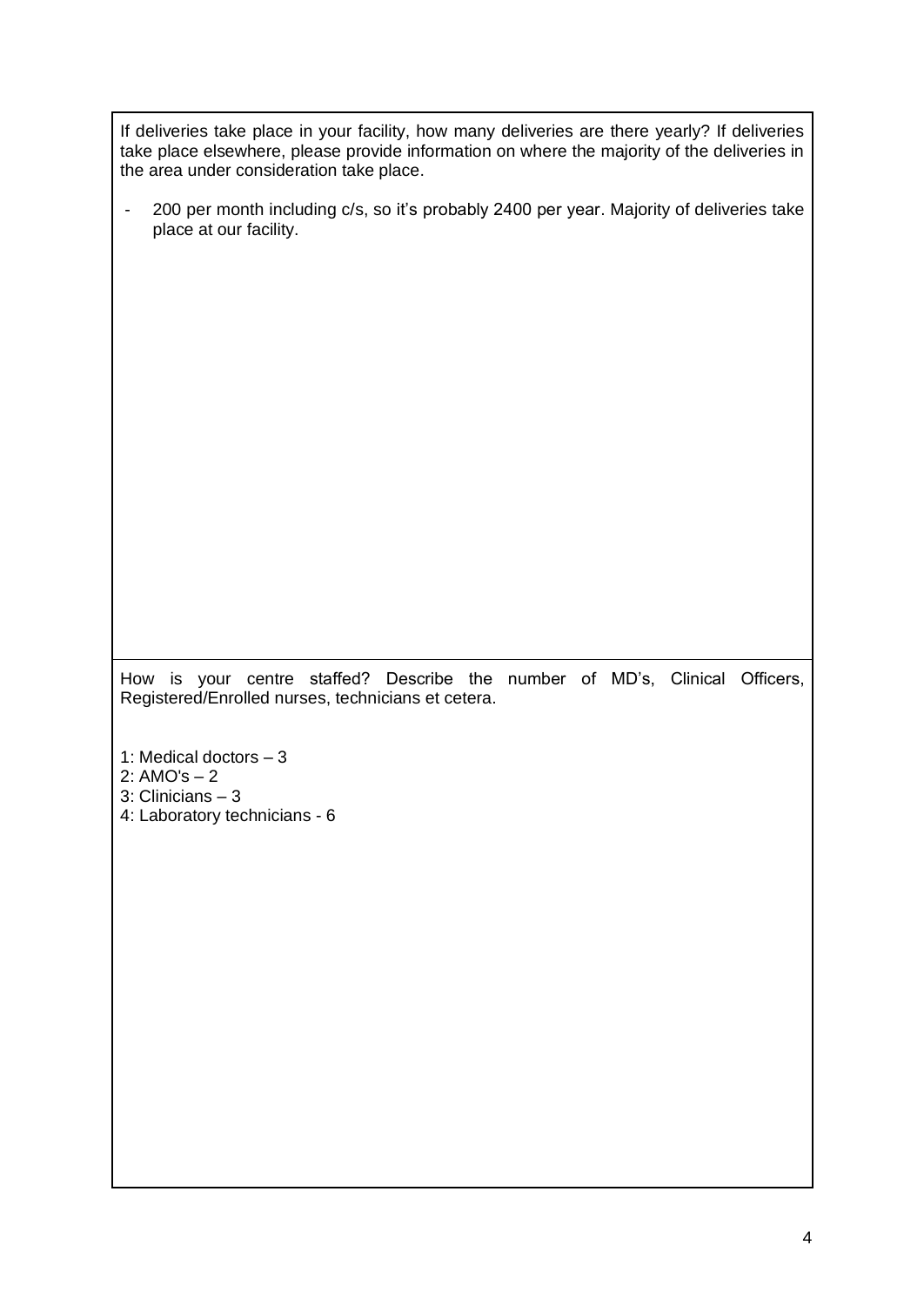If deliveries take place in your facility, how many deliveries are there yearly? If deliveries take place elsewhere, please provide information on where the majority of the deliveries in the area under consideration take place.

- 200 per month including c/s, so it's probably 2400 per year. Majority of deliveries take place at our facility.

How is your centre staffed? Describe the number of MD's, Clinical Officers, Registered/Enrolled nurses, technicians et cetera.

1: Medical doctors – 3
2: AMO's – 2
3: Clinicians – 3
4: Laboratory technicians - 6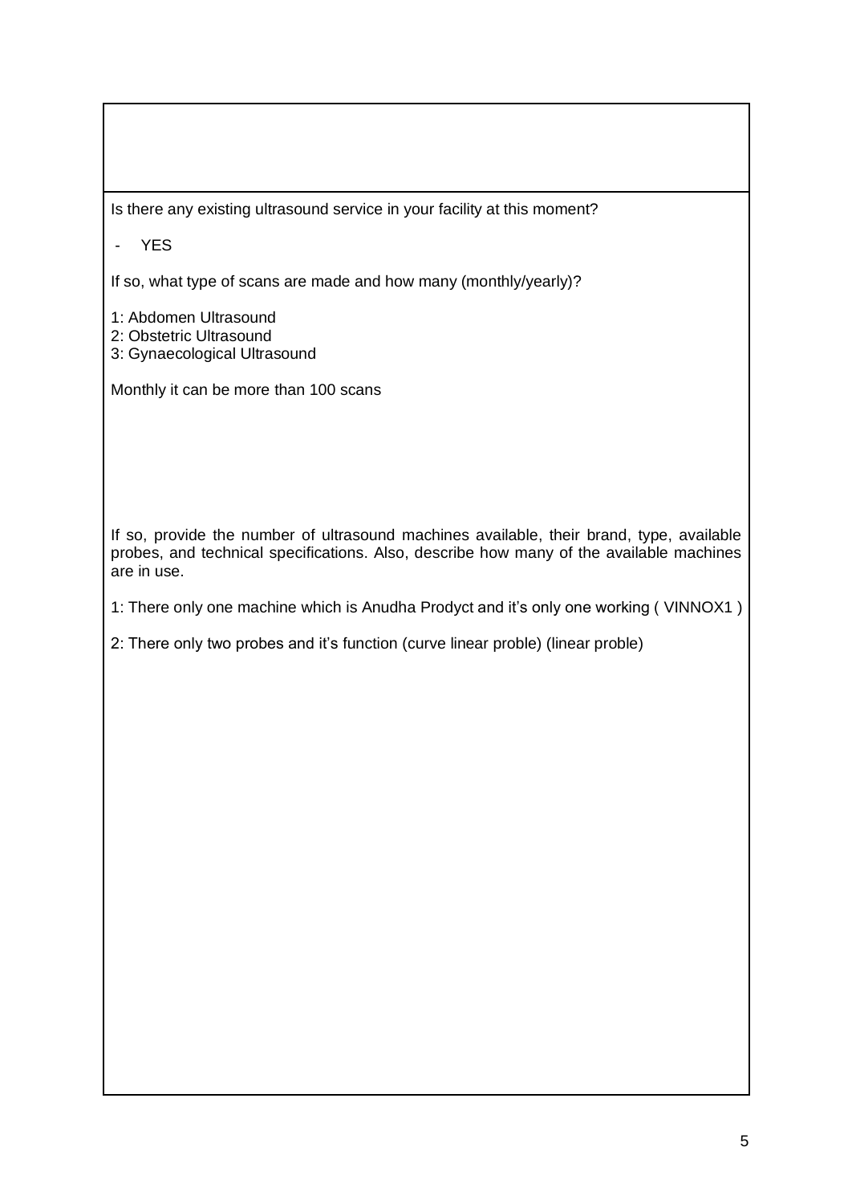Is there any existing ultrasound service in your facility at this moment?

- YES

If so, what type of scans are made and how many (monthly/yearly)?

1: Abdomen Ultrasound
2: Obstetric Ultrasound
3: Gynaecological Ultrasound

Monthly it can be more than 100 scans

If so, provide the number of ultrasound machines available, their brand, type, available probes, and technical specifications. Also, describe how many of the available machines are in use.

1: There only one machine which is Anudha Prodyct and it's only one working ( VINNOX1 )

2: There only two probes and it's function (curve linear proble) (linear proble)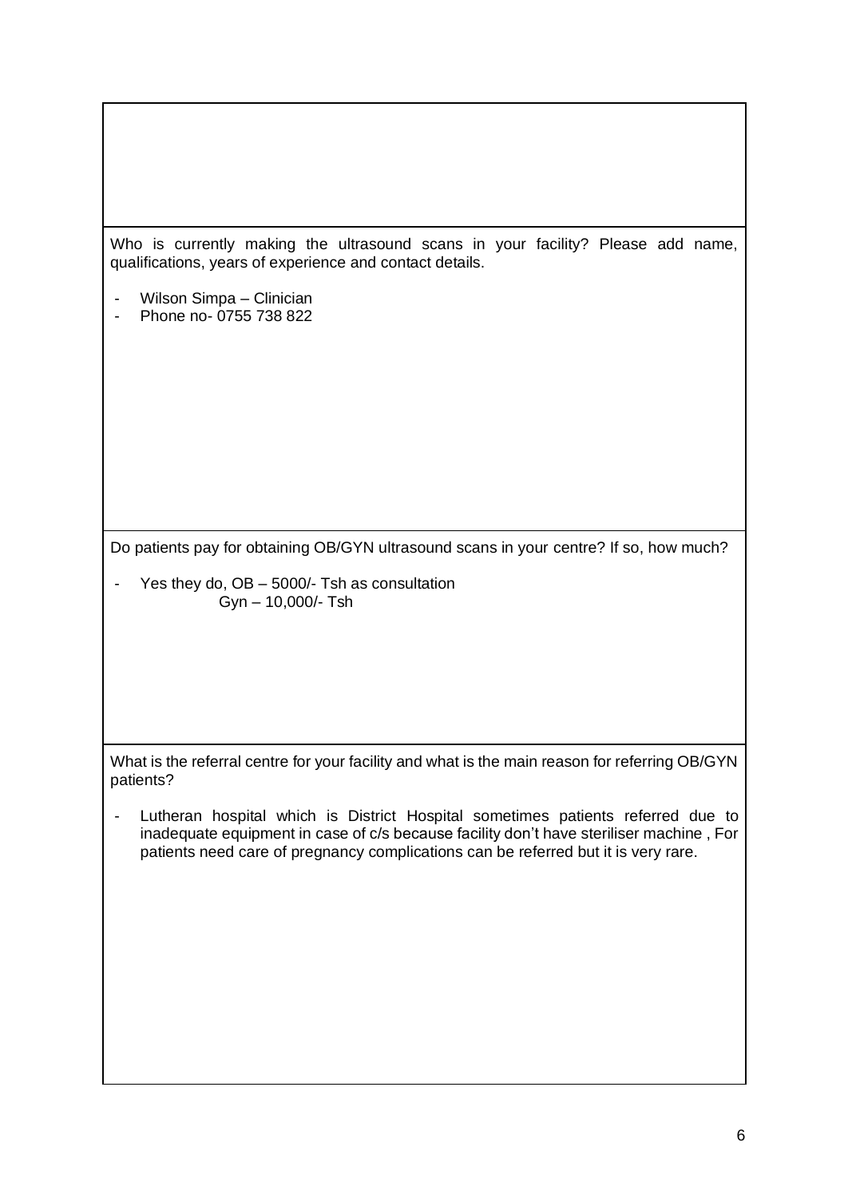Who is currently making the ultrasound scans in your facility? Please add name, qualifications, years of experience and contact details.

- Wilson Simpa – Clinician
- Phone no- 0755 738 822

Do patients pay for obtaining OB/GYN ultrasound scans in your centre? If so, how much?

- Yes they do, OB – 5000/- Tsh as consultation
  Gyn – 10,000/- Tsh

What is the referral centre for your facility and what is the main reason for referring OB/GYN patients?

- Lutheran hospital which is District Hospital sometimes patients referred due to inadequate equipment in case of c/s because facility don't have steriliser machine , For patients need care of pregnancy complications can be referred but it is very rare.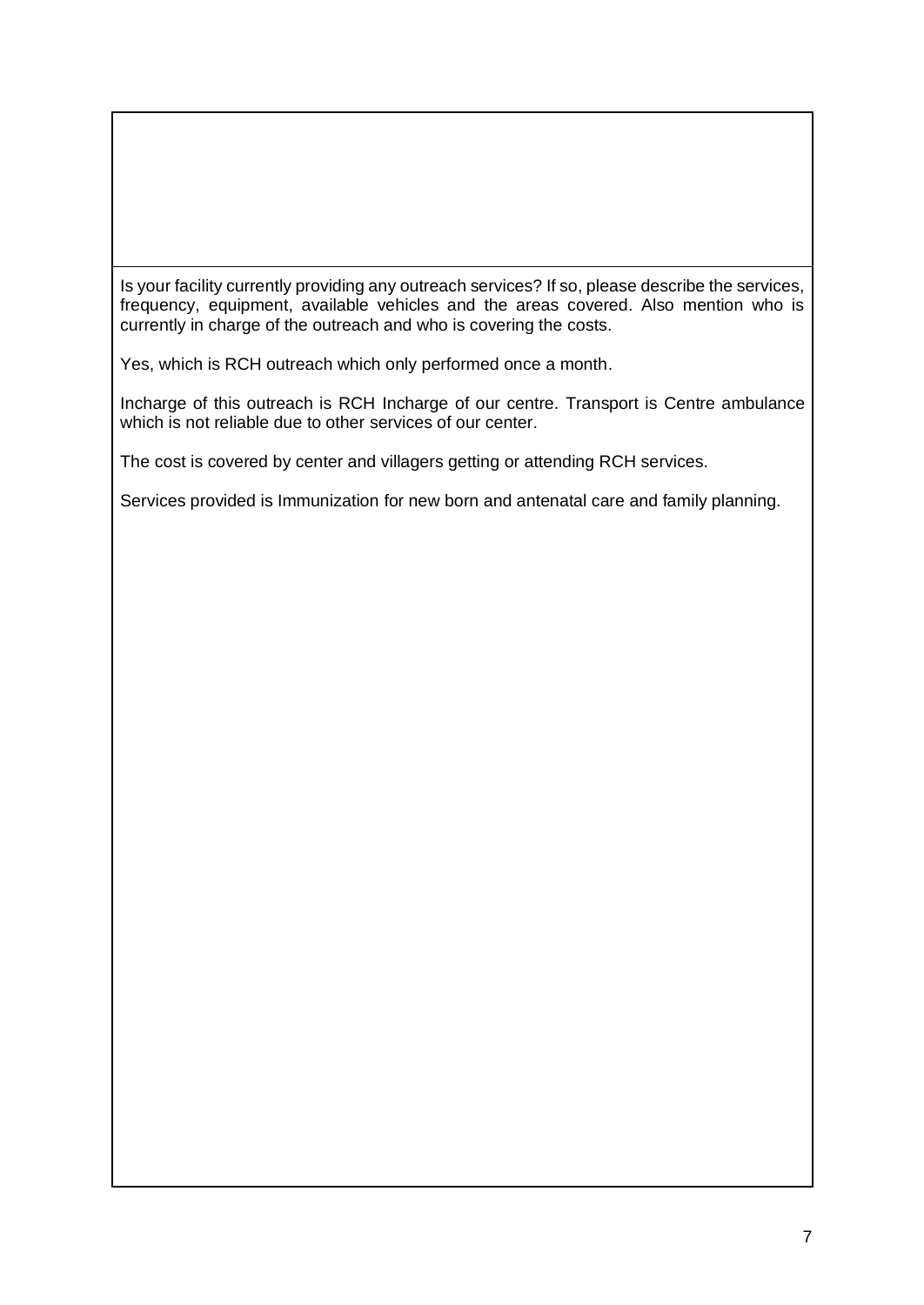Is your facility currently providing any outreach services? If so, please describe the services, frequency, equipment, available vehicles and the areas covered. Also mention who is currently in charge of the outreach and who is covering the costs.

Yes, which is RCH outreach which only performed once a month.

Incharge of this outreach is RCH Incharge of our centre. Transport is Centre ambulance which is not reliable due to other services of our center.

The cost is covered by center and villagers getting or attending RCH services.

Services provided is Immunization for new born and antenatal care and family planning.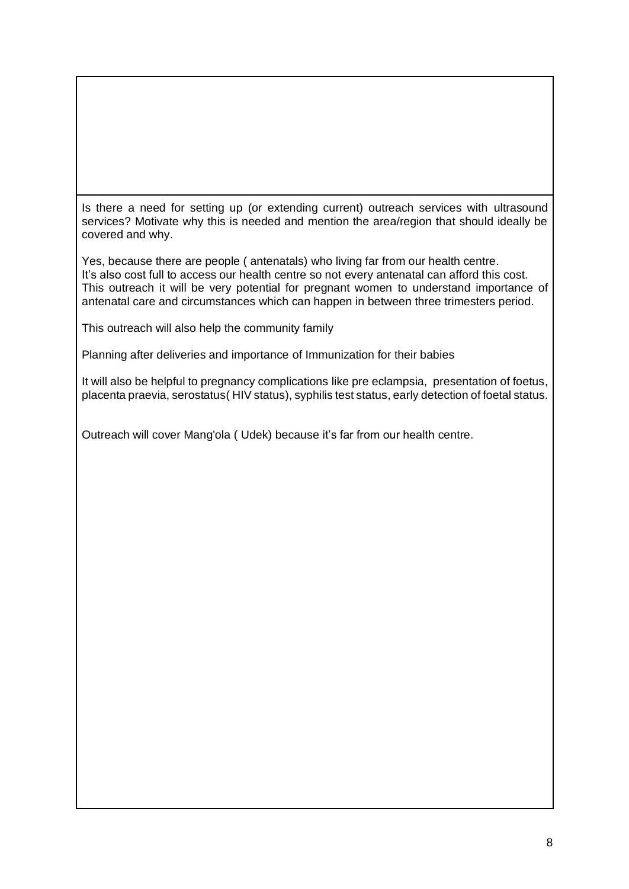Is there a need for setting up (or extending current) outreach services with ultrasound services? Motivate why this is needed and mention the area/region that should ideally be covered and why.

Yes, because there are people ( antenatals) who living far from our health centre.
It's also cost full to access our health centre so not every antenatal can afford this cost.
This outreach it will be very potential for pregnant women to understand importance of antenatal care and circumstances which can happen in between three trimesters period.

This outreach will also help the community family

Planning after deliveries and importance of Immunization for their babies

It will also be helpful to pregnancy complications like pre eclampsia, presentation of foetus, placenta praevia, serostatus( HIV status), syphilis test status, early detection of foetal status.

Outreach will cover Mang'ola ( Udek) because it's far from our health centre.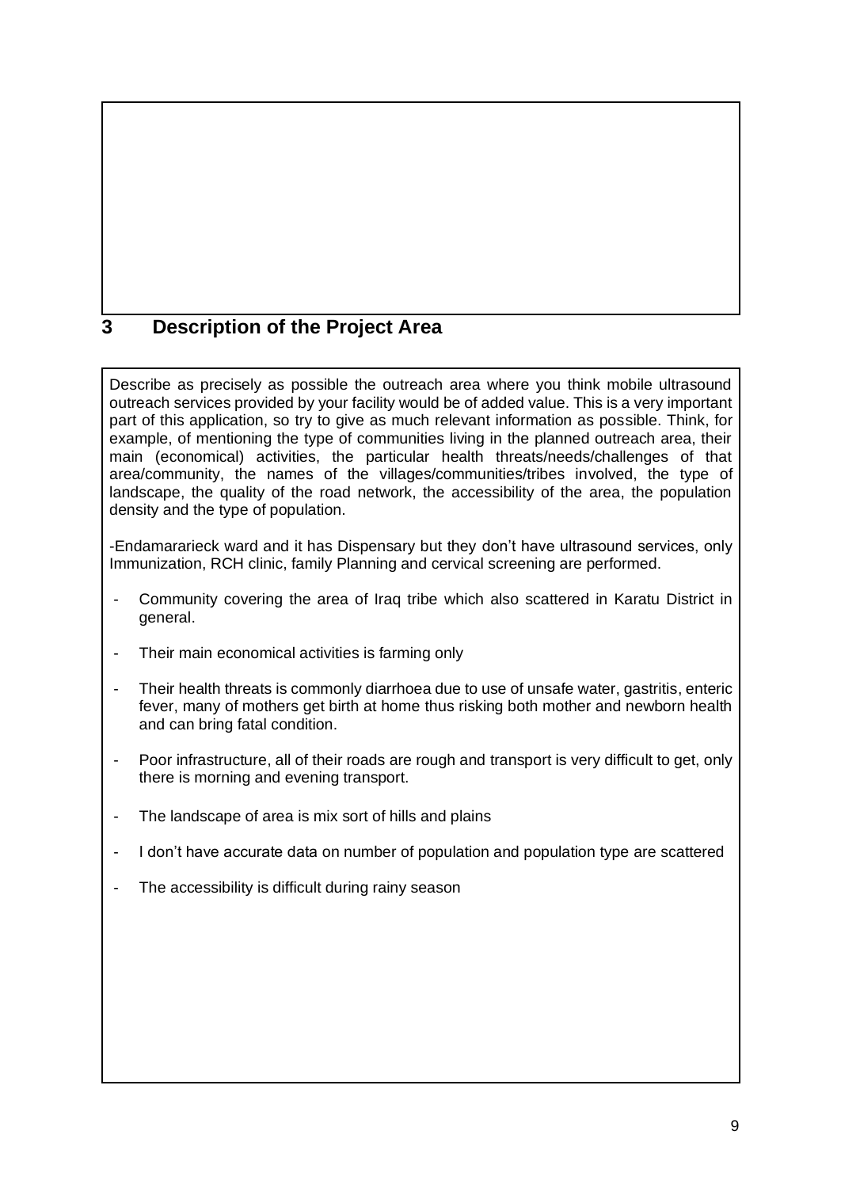## 3 Description of the Project Area

Describe as precisely as possible the outreach area where you think mobile ultrasound outreach services provided by your facility would be of added value. This is a very important part of this application, so try to give as much relevant information as possible. Think, for example, of mentioning the type of communities living in the planned outreach area, their main (economical) activities, the particular health threats/needs/challenges of that area/community, the names of the villages/communities/tribes involved, the type of landscape, the quality of the road network, the accessibility of the area, the population density and the type of population.

-Endamararieck ward and it has Dispensary but they don't have ultrasound services, only Immunization, RCH clinic, family Planning and cervical screening are performed.

- Community covering the area of Iraq tribe which also scattered in Karatu District in general.
- Their main economical activities is farming only
- Their health threats is commonly diarrhoea due to use of unsafe water, gastritis, enteric fever, many of mothers get birth at home thus risking both mother and newborn health and can bring fatal condition.
- Poor infrastructure, all of their roads are rough and transport is very difficult to get, only there is morning and evening transport.
- The landscape of area is mix sort of hills and plains
- I don't have accurate data on number of population and population type are scattered
- The accessibility is difficult during rainy season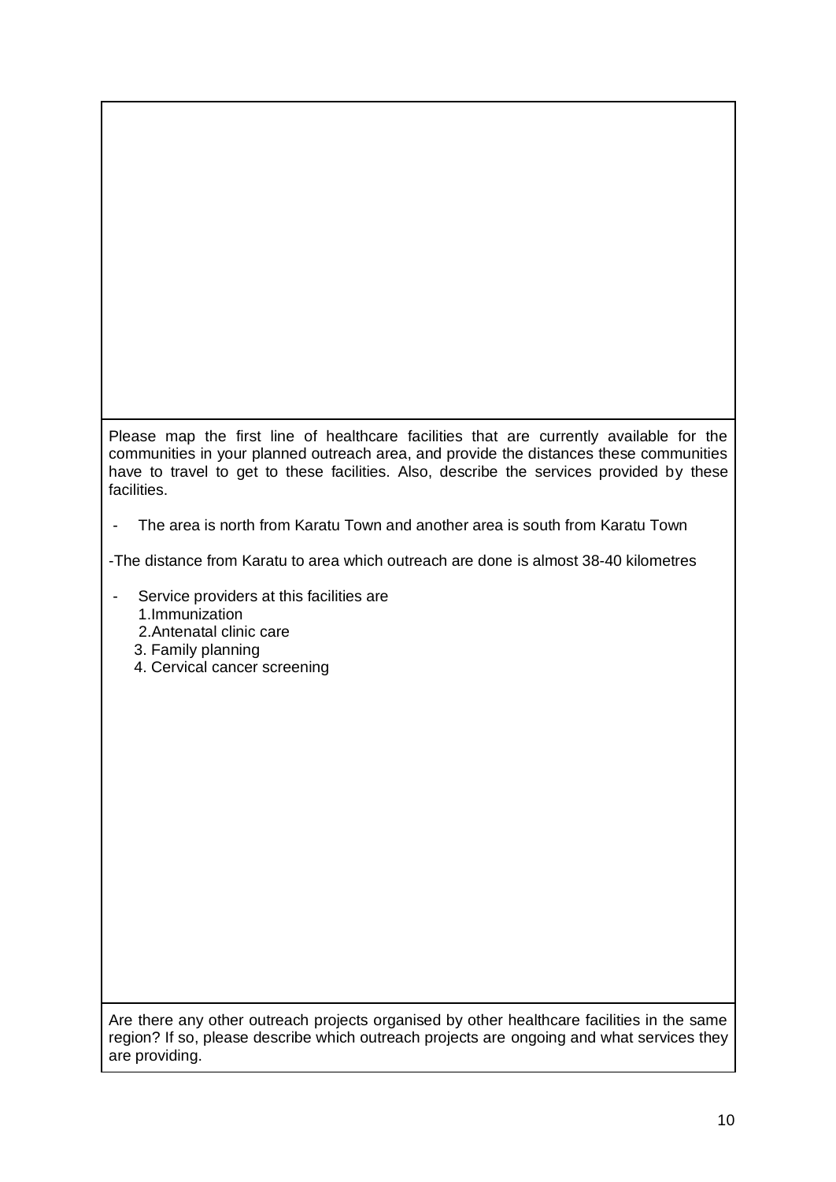Please map the first line of healthcare facilities that are currently available for the communities in your planned outreach area, and provide the distances these communities have to travel to get to these facilities. Also, describe the services provided by these facilities.

- The area is north from Karatu Town and another area is south from Karatu Town

-The distance from Karatu to area which outreach are done is almost 38-40 kilometres

- Service providers at this facilities are
  1.Immunization
  2.Antenatal clinic care
  3. Family planning
  4. Cervical cancer screening

Are there any other outreach projects organised by other healthcare facilities in the same region? If so, please describe which outreach projects are ongoing and what services they are providing.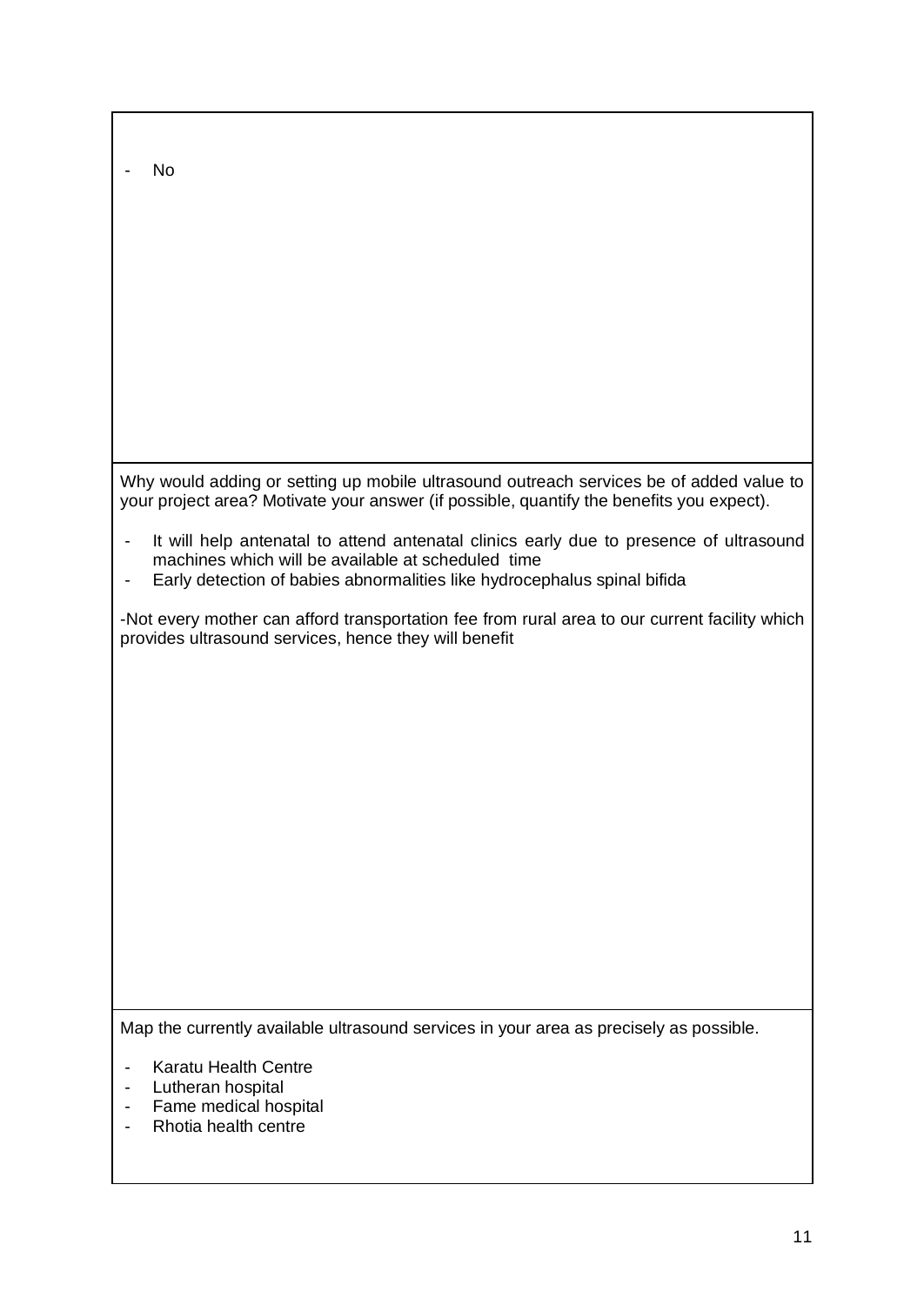- No

Why would adding or setting up mobile ultrasound outreach services be of added value to your project area? Motivate your answer (if possible, quantify the benefits you expect).

- It will help antenatal to attend antenatal clinics early due to presence of ultrasound machines which will be available at scheduled time
- Early detection of babies abnormalities like hydrocephalus spinal bifida

-Not every mother can afford transportation fee from rural area to our current facility which provides ultrasound services, hence they will benefit

Map the currently available ultrasound services in your area as precisely as possible.

- Karatu Health Centre
- Lutheran hospital
- Fame medical hospital
- Rhotia health centre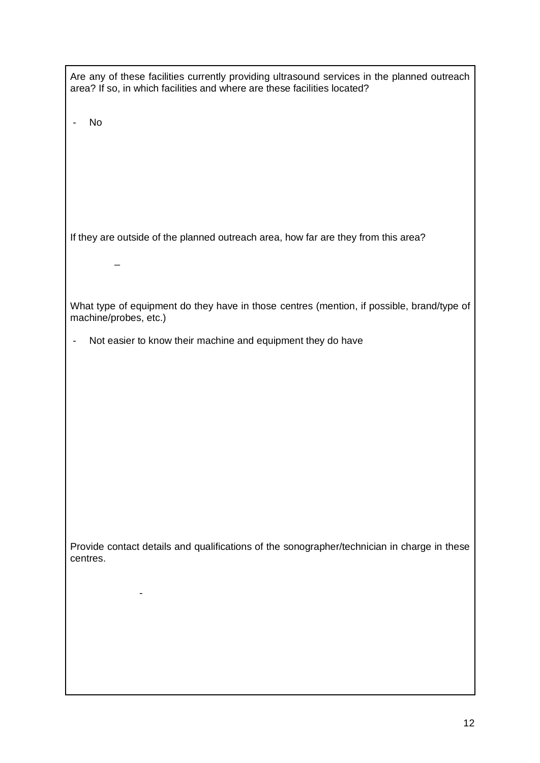Are any of these facilities currently providing ultrasound services in the planned outreach area? If so, in which facilities and where are these facilities located?

- No

If they are outside of the planned outreach area, how far are they from this area?

–

What type of equipment do they have in those centres (mention, if possible, brand/type of machine/probes, etc.)

- Not easier to know their machine and equipment they do have

Provide contact details and qualifications of the sonographer/technician in charge in these centres.

-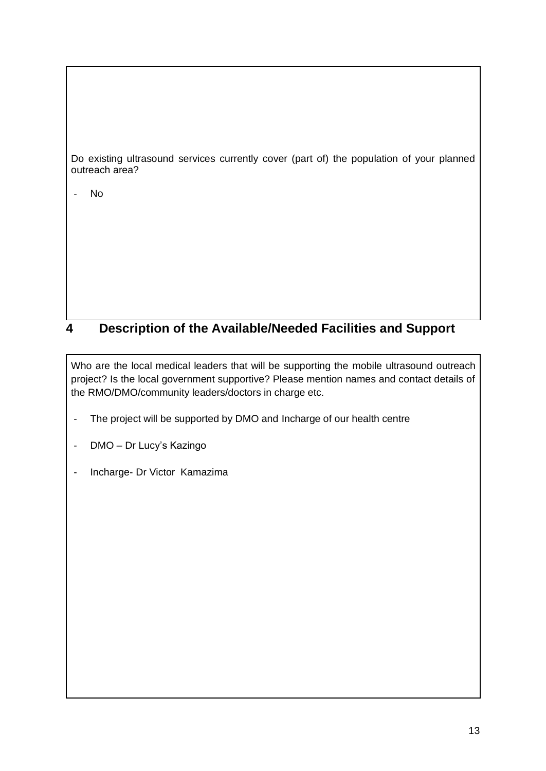Do existing ultrasound services currently cover (part of) the population of your planned outreach area?

- No

## 4 Description of the Available/Needed Facilities and Support

Who are the local medical leaders that will be supporting the mobile ultrasound outreach project? Is the local government supportive? Please mention names and contact details of the RMO/DMO/community leaders/doctors in charge etc.

- The project will be supported by DMO and Incharge of our health centre
- DMO – Dr Lucy's Kazingo
- Incharge- Dr Victor Kamazima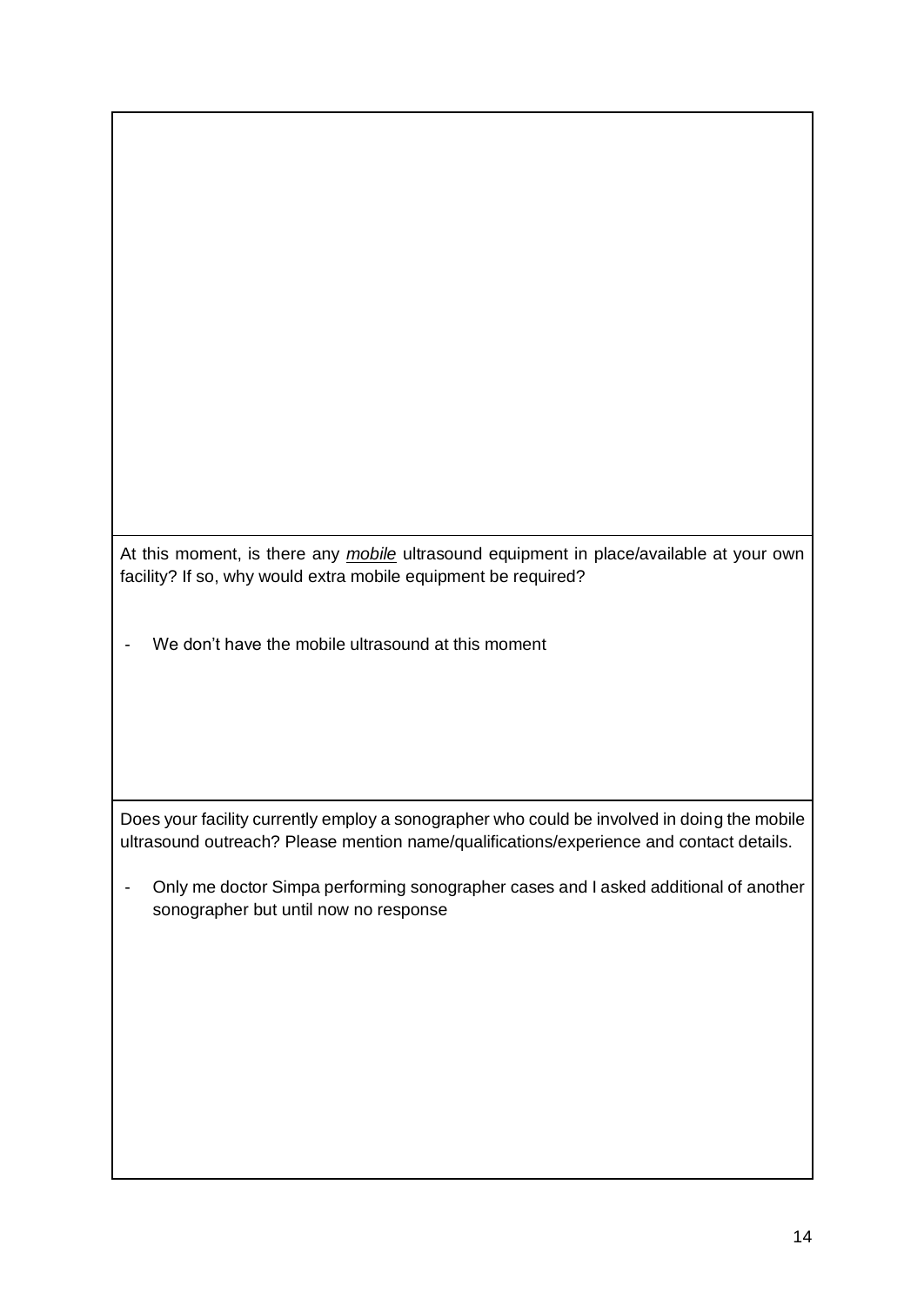At this moment, is there any *mobile* ultrasound equipment in place/available at your own facility? If so, why would extra mobile equipment be required?

- We don't have the mobile ultrasound at this moment

Does your facility currently employ a sonographer who could be involved in doing the mobile ultrasound outreach? Please mention name/qualifications/experience and contact details.

- Only me doctor Simpa performing sonographer cases and I asked additional of another sonographer but until now no response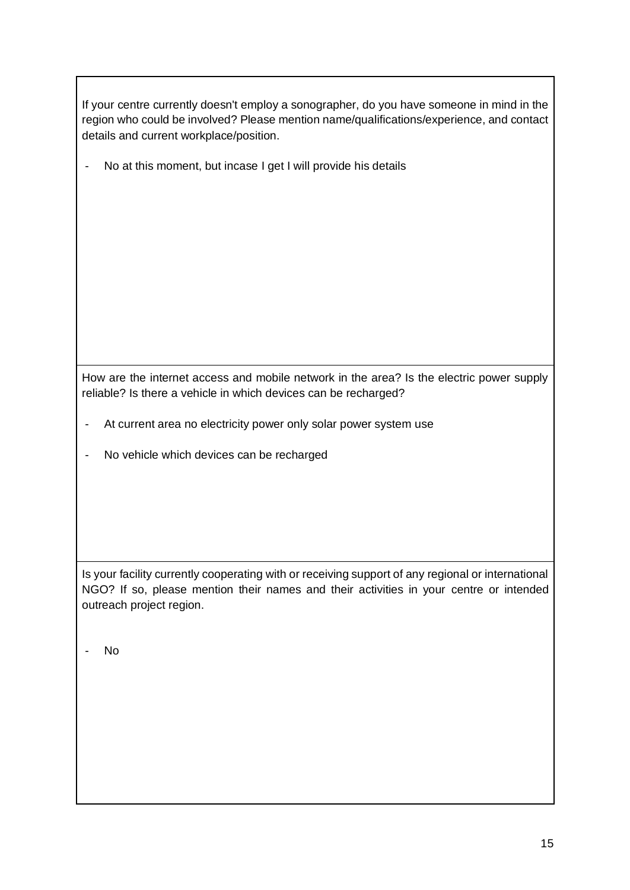If your centre currently doesn't employ a sonographer, do you have someone in mind in the region who could be involved? Please mention name/qualifications/experience, and contact details and current workplace/position.

- No at this moment, but incase I get I will provide his details

How are the internet access and mobile network in the area? Is the electric power supply reliable? Is there a vehicle in which devices can be recharged?

- At current area no electricity power only solar power system use
- No vehicle which devices can be recharged

Is your facility currently cooperating with or receiving support of any regional or international NGO? If so, please mention their names and their activities in your centre or intended outreach project region.

- No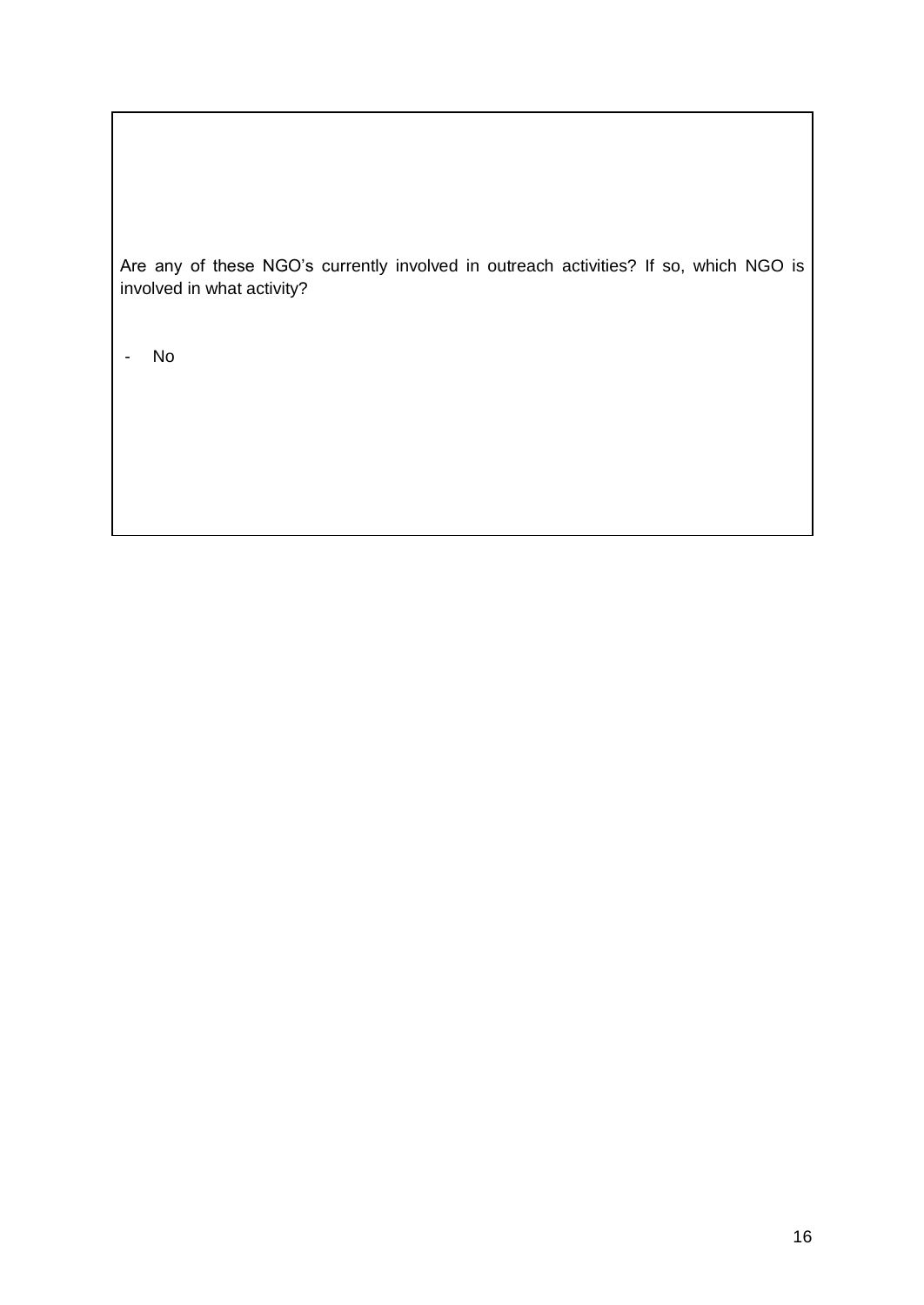Are any of these NGO's currently involved in outreach activities? If so, which NGO is involved in what activity?

- No